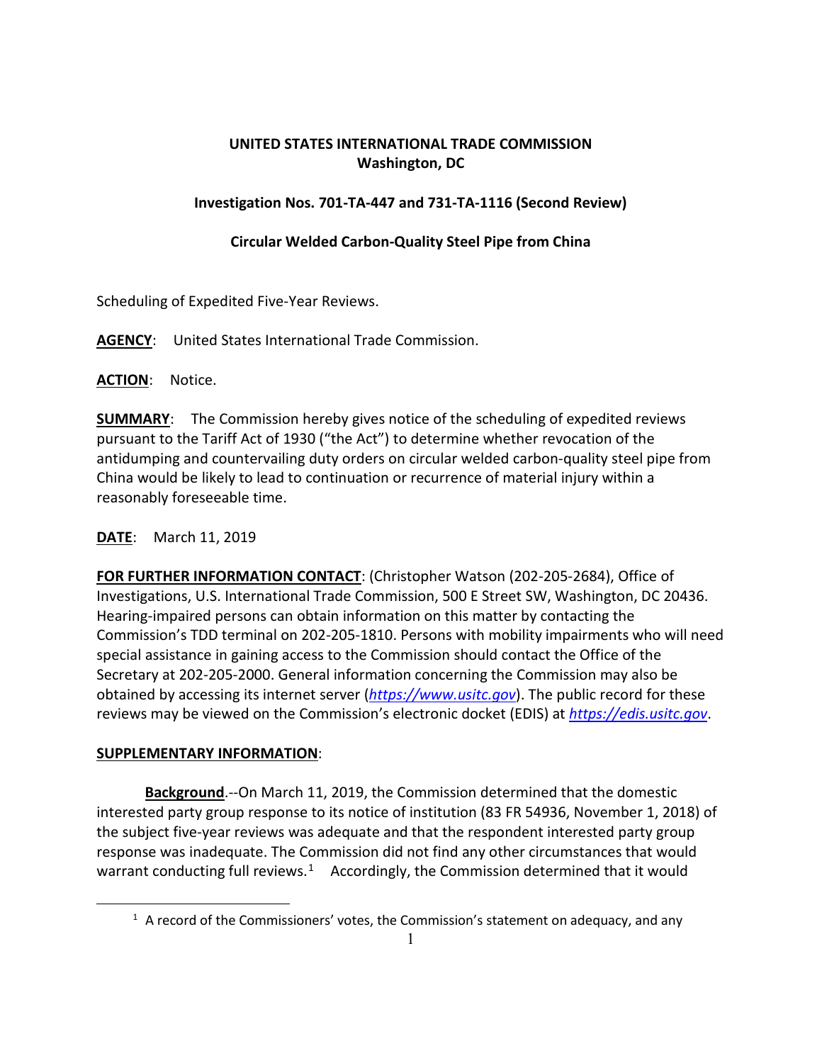**UNITED STATES INTERNATIONAL TRADE COMMISSION**
**Washington, DC**

**Investigation Nos. 701-TA-447 and 731-TA-1116 (Second Review)**

**Circular Welded Carbon-Quality Steel Pipe from China**

Scheduling of Expedited Five-Year Reviews.

**AGENCY**: United States International Trade Commission.

**ACTION**: Notice.

**SUMMARY**: The Commission hereby gives notice of the scheduling of expedited reviews pursuant to the Tariff Act of 1930 ("the Act") to determine whether revocation of the antidumping and countervailing duty orders on circular welded carbon-quality steel pipe from China would be likely to lead to continuation or recurrence of material injury within a reasonably foreseeable time.

**DATE**: March 11, 2019

**FOR FURTHER INFORMATION CONTACT**: (Christopher Watson (202-205-2684), Office of Investigations, U.S. International Trade Commission, 500 E Street SW, Washington, DC 20436. Hearing-impaired persons can obtain information on this matter by contacting the Commission's TDD terminal on 202-205-1810. Persons with mobility impairments who will need special assistance in gaining access to the Commission should contact the Office of the Secretary at 202-205-2000. General information concerning the Commission may also be obtained by accessing its internet server (*https://www.usitc.gov*). The public record for these reviews may be viewed on the Commission's electronic docket (EDIS) at *https://edis.usitc.gov*.

**SUPPLEMENTARY INFORMATION**:

**Background**.--On March 11, 2019, the Commission determined that the domestic interested party group response to its notice of institution (83 FR 54936, November 1, 2018) of the subject five-year reviews was adequate and that the respondent interested party group response was inadequate. The Commission did not find any other circumstances that would warrant conducting full reviews.[1] Accordingly, the Commission determined that it would

[1] A record of the Commissioners' votes, the Commission's statement on adequacy, and any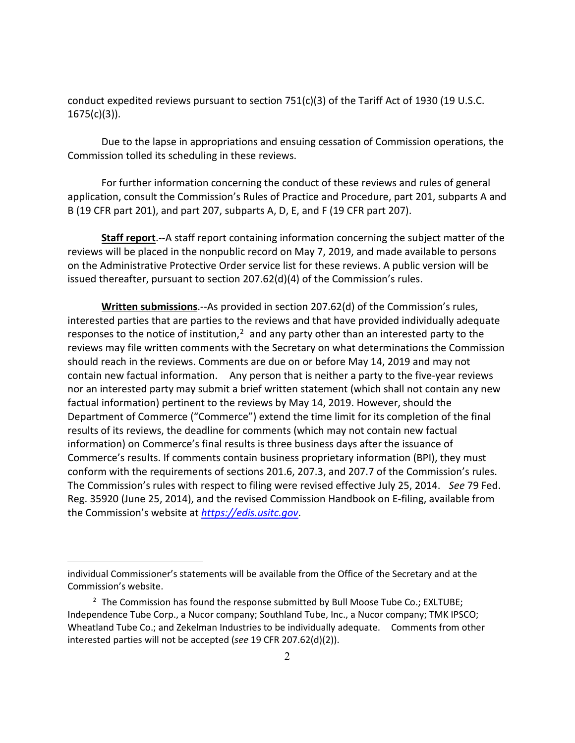conduct expedited reviews pursuant to section 751(c)(3) of the Tariff Act of 1930 (19 U.S.C. 1675(c)(3)).

Due to the lapse in appropriations and ensuing cessation of Commission operations, the Commission tolled its scheduling in these reviews.

For further information concerning the conduct of these reviews and rules of general application, consult the Commission's Rules of Practice and Procedure, part 201, subparts A and B (19 CFR part 201), and part 207, subparts A, D, E, and F (19 CFR part 207).

**Staff report**.--A staff report containing information concerning the subject matter of the reviews will be placed in the nonpublic record on May 7, 2019, and made available to persons on the Administrative Protective Order service list for these reviews. A public version will be issued thereafter, pursuant to section 207.62(d)(4) of the Commission's rules.

**Written submissions**.--As provided in section 207.62(d) of the Commission's rules, interested parties that are parties to the reviews and that have provided individually adequate responses to the notice of institution,[2] and any party other than an interested party to the reviews may file written comments with the Secretary on what determinations the Commission should reach in the reviews. Comments are due on or before May 14, 2019 and may not contain new factual information. Any person that is neither a party to the five-year reviews nor an interested party may submit a brief written statement (which shall not contain any new factual information) pertinent to the reviews by May 14, 2019. However, should the Department of Commerce ("Commerce") extend the time limit for its completion of the final results of its reviews, the deadline for comments (which may not contain new factual information) on Commerce's final results is three business days after the issuance of Commerce's results. If comments contain business proprietary information (BPI), they must conform with the requirements of sections 201.6, 207.3, and 207.7 of the Commission's rules. The Commission's rules with respect to filing were revised effective July 25, 2014. *See* 79 Fed. Reg. 35920 (June 25, 2014), and the revised Commission Handbook on E-filing, available from the Commission's website at [https://edis.usitc.gov](https://edis.usitc.gov).

---

individual Commissioner's statements will be available from the Office of the Secretary and at the Commission's website.

[2] The Commission has found the response submitted by Bull Moose Tube Co.; EXLTUBE; Independence Tube Corp., a Nucor company; Southland Tube, Inc., a Nucor company; TMK IPSCO; Wheatland Tube Co.; and Zekelman Industries to be individually adequate. Comments from other interested parties will not be accepted (*see* 19 CFR 207.62(d)(2)).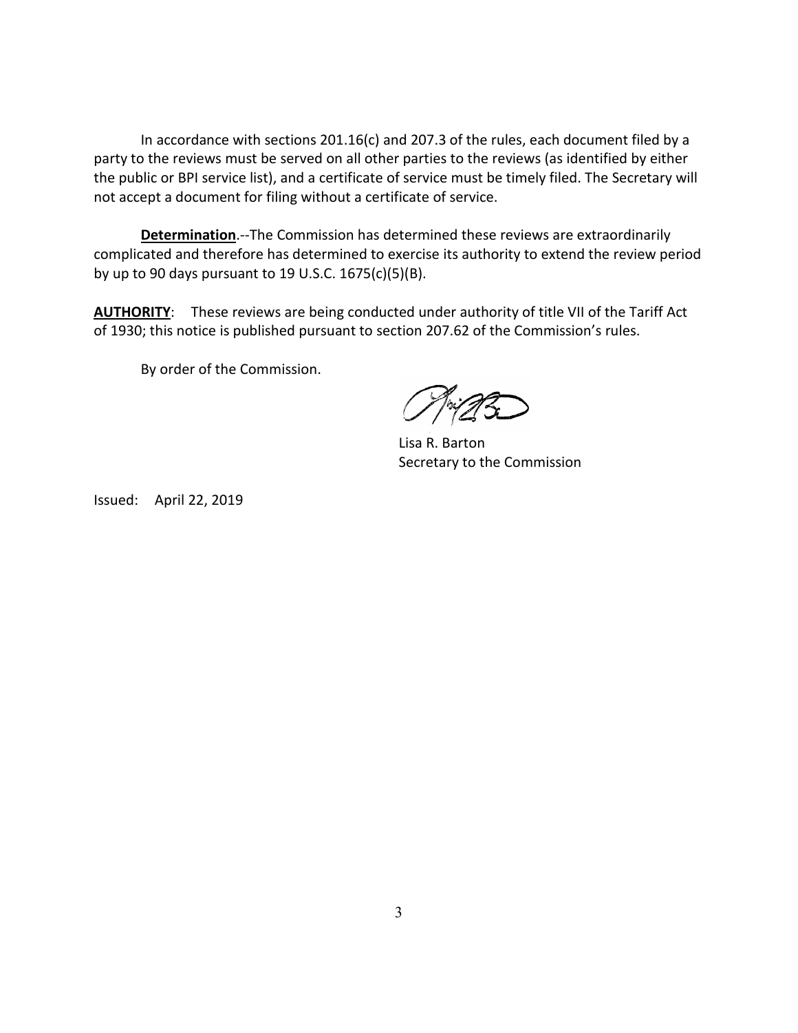In accordance with sections 201.16(c) and 207.3 of the rules, each document filed by a party to the reviews must be served on all other parties to the reviews (as identified by either the public or BPI service list), and a certificate of service must be timely filed. The Secretary will not accept a document for filing without a certificate of service.

**Determination**.--The Commission has determined these reviews are extraordinarily complicated and therefore has determined to exercise its authority to extend the review period by up to 90 days pursuant to 19 U.S.C. 1675(c)(5)(B).

**AUTHORITY**: These reviews are being conducted under authority of title VII of the Tariff Act of 1930; this notice is published pursuant to section 207.62 of the Commission's rules.

By order of the Commission.

Lisa R. Barton
Secretary to the Commission

Issued: April 22, 2019